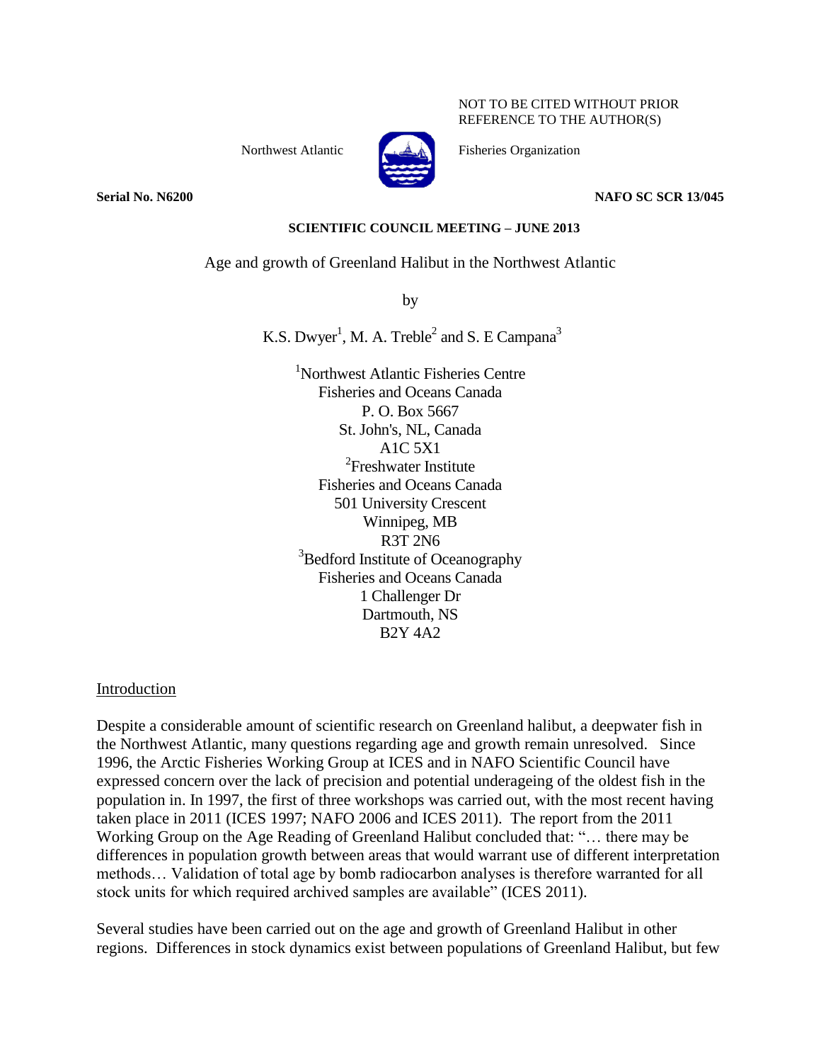NOT TO BE CITED WITHOUT PRIOR REFERENCE TO THE AUTHOR(S)

Northwest Atlantic Fisheries Organization

**Serial No. N6200** **NAFO SC SCR 13/045**

**SCIENTIFIC COUNCIL MEETING – JUNE 2013**

# Age and growth of Greenland Halibut in the Northwest Atlantic

by

K.S. Dwyer[1], M. A. Treble[2] and S. E Campana[3]

[1]Northwest Atlantic Fisheries Centre
Fisheries and Oceans Canada
P. O. Box 5667
St. John's, NL, Canada
A1C 5X1

[2]Freshwater Institute
Fisheries and Oceans Canada
501 University Crescent
Winnipeg, MB
R3T 2N6

[3]Bedford Institute of Oceanography
Fisheries and Oceans Canada
1 Challenger Dr
Dartmouth, NS
B2Y 4A2

## Introduction

Despite a considerable amount of scientific research on Greenland halibut, a deepwater fish in the Northwest Atlantic, many questions regarding age and growth remain unresolved. Since 1996, the Arctic Fisheries Working Group at ICES and in NAFO Scientific Council have expressed concern over the lack of precision and potential underageing of the oldest fish in the population in. In 1997, the first of three workshops was carried out, with the most recent having taken place in 2011 (ICES 1997; NAFO 2006 and ICES 2011). The report from the 2011 Working Group on the Age Reading of Greenland Halibut concluded that: "… there may be differences in population growth between areas that would warrant use of different interpretation methods… Validation of total age by bomb radiocarbon analyses is therefore warranted for all stock units for which required archived samples are available" (ICES 2011).

Several studies have been carried out on the age and growth of Greenland Halibut in other regions. Differences in stock dynamics exist between populations of Greenland Halibut, but few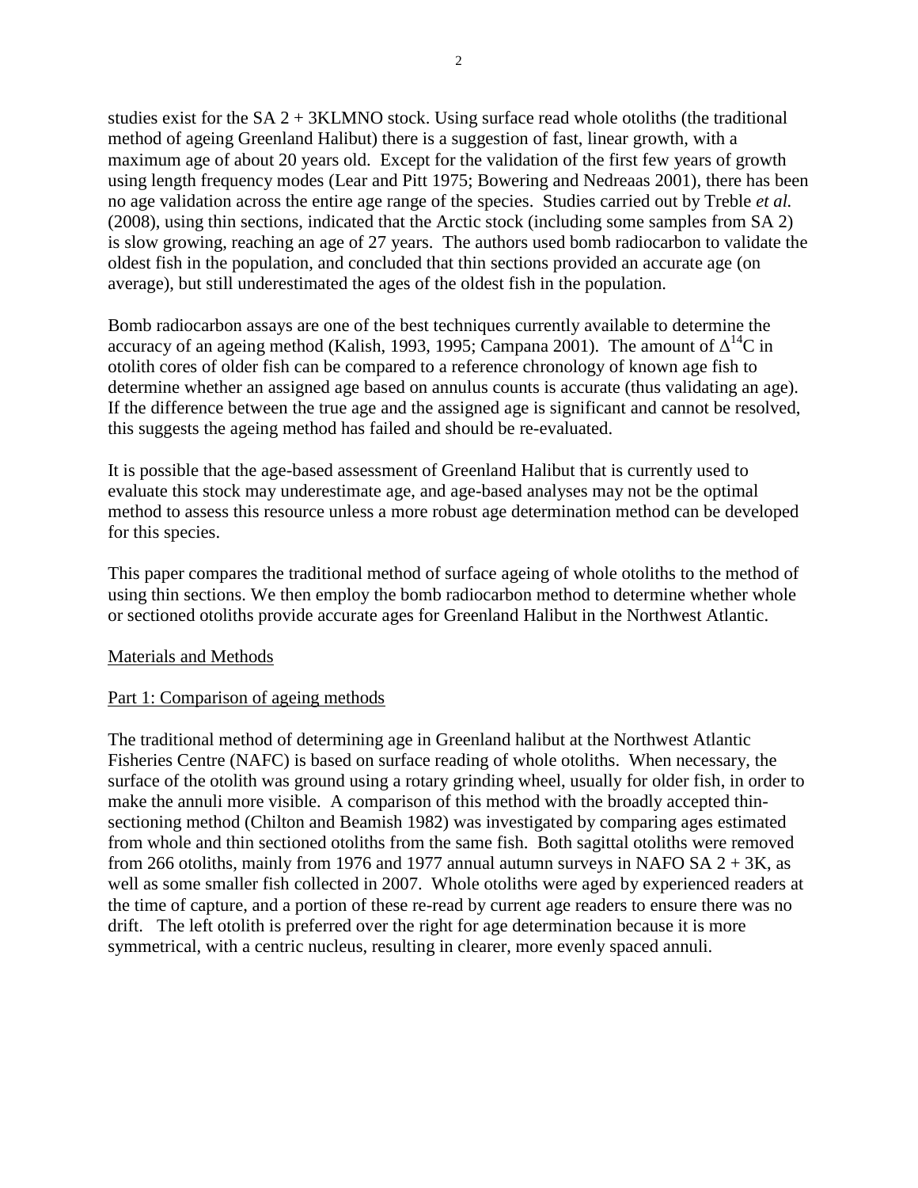studies exist for the SA 2 + 3KLMNO stock. Using surface read whole otoliths (the traditional method of ageing Greenland Halibut) there is a suggestion of fast, linear growth, with a maximum age of about 20 years old. Except for the validation of the first few years of growth using length frequency modes (Lear and Pitt 1975; Bowering and Nedreaas 2001), there has been no age validation across the entire age range of the species. Studies carried out by Treble *et al.* (2008), using thin sections, indicated that the Arctic stock (including some samples from SA 2) is slow growing, reaching an age of 27 years. The authors used bomb radiocarbon to validate the oldest fish in the population, and concluded that thin sections provided an accurate age (on average), but still underestimated the ages of the oldest fish in the population.

Bomb radiocarbon assays are one of the best techniques currently available to determine the accuracy of an ageing method (Kalish, 1993, 1995; Campana 2001). The amount of $\Delta^{14}C$ in otolith cores of older fish can be compared to a reference chronology of known age fish to determine whether an assigned age based on annulus counts is accurate (thus validating an age). If the difference between the true age and the assigned age is significant and cannot be resolved, this suggests the ageing method has failed and should be re-evaluated.

It is possible that the age-based assessment of Greenland Halibut that is currently used to evaluate this stock may underestimate age, and age-based analyses may not be the optimal method to assess this resource unless a more robust age determination method can be developed for this species.

This paper compares the traditional method of surface ageing of whole otoliths to the method of using thin sections. We then employ the bomb radiocarbon method to determine whether whole or sectioned otoliths provide accurate ages for Greenland Halibut in the Northwest Atlantic.

## Materials and Methods

### Part 1: Comparison of ageing methods

The traditional method of determining age in Greenland halibut at the Northwest Atlantic Fisheries Centre (NAFC) is based on surface reading of whole otoliths. When necessary, the surface of the otolith was ground using a rotary grinding wheel, usually for older fish, in order to make the annuli more visible. A comparison of this method with the broadly accepted thin-sectioning method (Chilton and Beamish 1982) was investigated by comparing ages estimated from whole and thin sectioned otoliths from the same fish. Both sagittal otoliths were removed from 266 otoliths, mainly from 1976 and 1977 annual autumn surveys in NAFO SA 2 + 3K, as well as some smaller fish collected in 2007. Whole otoliths were aged by experienced readers at the time of capture, and a portion of these re-read by current age readers to ensure there was no drift. The left otolith is preferred over the right for age determination because it is more symmetrical, with a centric nucleus, resulting in clearer, more evenly spaced annuli.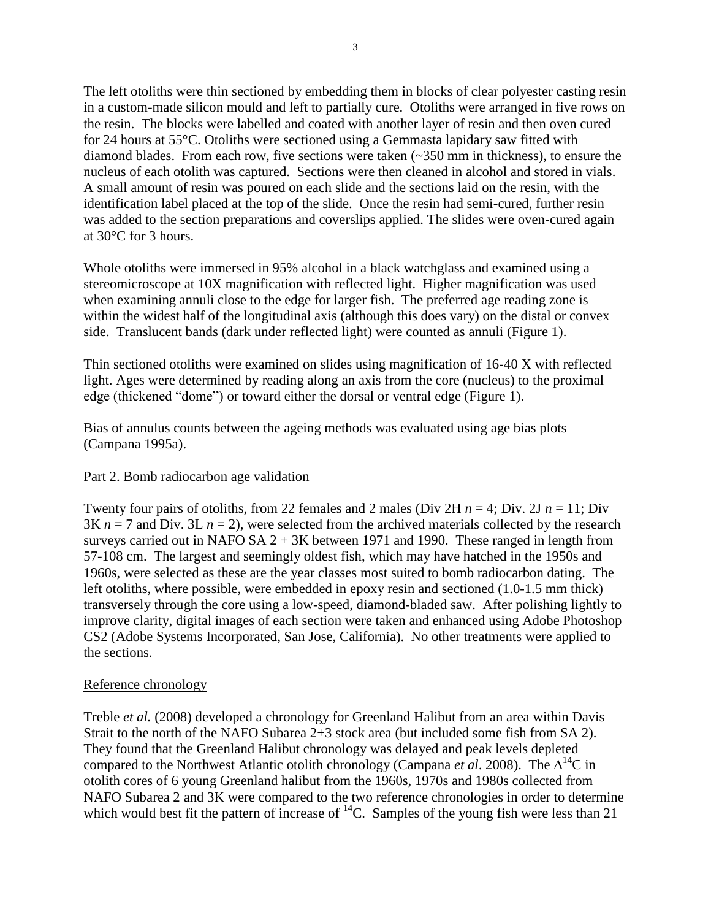The left otoliths were thin sectioned by embedding them in blocks of clear polyester casting resin in a custom-made silicon mould and left to partially cure. Otoliths were arranged in five rows on the resin. The blocks were labelled and coated with another layer of resin and then oven cured for 24 hours at 55°C. Otoliths were sectioned using a Gemmasta lapidary saw fitted with diamond blades. From each row, five sections were taken (~350 mm in thickness), to ensure the nucleus of each otolith was captured. Sections were then cleaned in alcohol and stored in vials. A small amount of resin was poured on each slide and the sections laid on the resin, with the identification label placed at the top of the slide. Once the resin had semi-cured, further resin was added to the section preparations and coverslips applied. The slides were oven-cured again at 30°C for 3 hours.

Whole otoliths were immersed in 95% alcohol in a black watchglass and examined using a stereomicroscope at 10X magnification with reflected light. Higher magnification was used when examining annuli close to the edge for larger fish. The preferred age reading zone is within the widest half of the longitudinal axis (although this does vary) on the distal or convex side. Translucent bands (dark under reflected light) were counted as annuli (Figure 1).

Thin sectioned otoliths were examined on slides using magnification of 16-40 X with reflected light. Ages were determined by reading along an axis from the core (nucleus) to the proximal edge (thickened "dome") or toward either the dorsal or ventral edge (Figure 1).

Bias of annulus counts between the ageing methods was evaluated using age bias plots (Campana 1995a).

## Part 2. Bomb radiocarbon age validation

Twenty four pairs of otoliths, from 22 females and 2 males (Div 2H $n = 4$; Div. 2J $n = 11$; Div 3K $n = 7$ and Div. 3L $n = 2$), were selected from the archived materials collected by the research surveys carried out in NAFO SA 2 + 3K between 1971 and 1990. These ranged in length from 57-108 cm. The largest and seemingly oldest fish, which may have hatched in the 1950s and 1960s, were selected as these are the year classes most suited to bomb radiocarbon dating. The left otoliths, where possible, were embedded in epoxy resin and sectioned (1.0-1.5 mm thick) transversely through the core using a low-speed, diamond-bladed saw. After polishing lightly to improve clarity, digital images of each section were taken and enhanced using Adobe Photoshop CS2 (Adobe Systems Incorporated, San Jose, California). No other treatments were applied to the sections.

## Reference chronology

Treble *et al.* (2008) developed a chronology for Greenland Halibut from an area within Davis Strait to the north of the NAFO Subarea 2+3 stock area (but included some fish from SA 2). They found that the Greenland Halibut chronology was delayed and peak levels depleted compared to the Northwest Atlantic otolith chronology (Campana *et al*. 2008). The $\Delta^{14}C$ in otolith cores of 6 young Greenland halibut from the 1960s, 1970s and 1980s collected from NAFO Subarea 2 and 3K were compared to the two reference chronologies in order to determine which would best fit the pattern of increase of $^{14}C$. Samples of the young fish were less than 21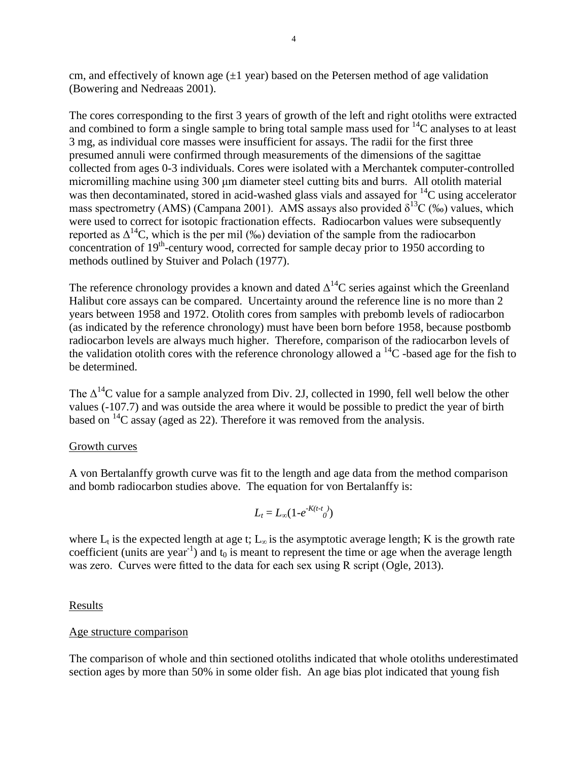cm, and effectively of known age (±1 year) based on the Petersen method of age validation (Bowering and Nedreaas 2001).

The cores corresponding to the first 3 years of growth of the left and right otoliths were extracted and combined to form a single sample to bring total sample mass used for $^{14}C$ analyses to at least 3 mg, as individual core masses were insufficient for assays. The radii for the first three presumed annuli were confirmed through measurements of the dimensions of the sagittae collected from ages 0-3 individuals. Cores were isolated with a Merchantek computer-controlled micromilling machine using 300 μm diameter steel cutting bits and burrs. All otolith material was then decontaminated, stored in acid-washed glass vials and assayed for $^{14}C$ using accelerator mass spectrometry (AMS) (Campana 2001). AMS assays also provided $\delta^{13}C$ (‰) values, which were used to correct for isotopic fractionation effects. Radiocarbon values were subsequently reported as $\Delta^{14}C$, which is the per mil (‰) deviation of the sample from the radiocarbon concentration of 19th-century wood, corrected for sample decay prior to 1950 according to methods outlined by Stuiver and Polach (1977).

The reference chronology provides a known and dated $\Delta^{14}C$ series against which the Greenland Halibut core assays can be compared. Uncertainty around the reference line is no more than 2 years between 1958 and 1972. Otolith cores from samples with prebomb levels of radiocarbon (as indicated by the reference chronology) must have been born before 1958, because postbomb radiocarbon levels are always much higher. Therefore, comparison of the radiocarbon levels of the validation otolith cores with the reference chronology allowed a $^{14}C$ -based age for the fish to be determined.

The $\Delta^{14}C$ value for a sample analyzed from Div. 2J, collected in 1990, fell well below the other values (-107.7) and was outside the area where it would be possible to predict the year of birth based on $^{14}C$ assay (aged as 22). Therefore it was removed from the analysis.

## Growth curves

A von Bertalanffy growth curve was fit to the length and age data from the method comparison and bomb radiocarbon studies above. The equation for von Bertalanffy is:

$$L_t = L_\infty(1-e^{-K(t-t_0)})$$

where $L_t$ is the expected length at age t; $L_\infty$ is the asymptotic average length; K is the growth rate coefficient (units are year$^{-1}$) and $t_0$ is meant to represent the time or age when the average length was zero. Curves were fitted to the data for each sex using R script (Ogle, 2013).

## Results

## Age structure comparison

The comparison of whole and thin sectioned otoliths indicated that whole otoliths underestimated section ages by more than 50% in some older fish. An age bias plot indicated that young fish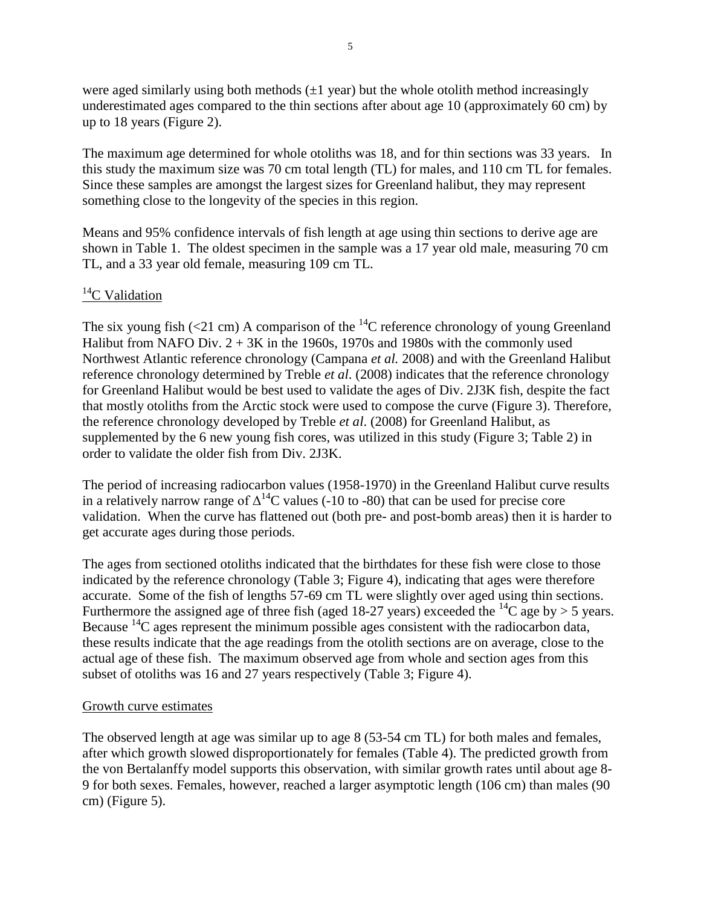were aged similarly using both methods (±1 year) but the whole otolith method increasingly underestimated ages compared to the thin sections after about age 10 (approximately 60 cm) by up to 18 years (Figure 2).

The maximum age determined for whole otoliths was 18, and for thin sections was 33 years. In this study the maximum size was 70 cm total length (TL) for males, and 110 cm TL for females. Since these samples are amongst the largest sizes for Greenland halibut, they may represent something close to the longevity of the species in this region.

Means and 95% confidence intervals of fish length at age using thin sections to derive age are shown in Table 1. The oldest specimen in the sample was a 17 year old male, measuring 70 cm TL, and a 33 year old female, measuring 109 cm TL.

## $^{14}$C Validation

The six young fish (<21 cm) A comparison of the $^{14}$C reference chronology of young Greenland Halibut from NAFO Div. 2 + 3K in the 1960s, 1970s and 1980s with the commonly used Northwest Atlantic reference chronology (Campana *et al.* 2008) and with the Greenland Halibut reference chronology determined by Treble *et al*. (2008) indicates that the reference chronology for Greenland Halibut would be best used to validate the ages of Div. 2J3K fish, despite the fact that mostly otoliths from the Arctic stock were used to compose the curve (Figure 3). Therefore, the reference chronology developed by Treble *et al*. (2008) for Greenland Halibut, as supplemented by the 6 new young fish cores, was utilized in this study (Figure 3; Table 2) in order to validate the older fish from Div. 2J3K.

The period of increasing radiocarbon values (1958-1970) in the Greenland Halibut curve results in a relatively narrow range of $\Delta^{14}$C values (-10 to -80) that can be used for precise core validation. When the curve has flattened out (both pre- and post-bomb areas) then it is harder to get accurate ages during those periods.

The ages from sectioned otoliths indicated that the birthdates for these fish were close to those indicated by the reference chronology (Table 3; Figure 4), indicating that ages were therefore accurate. Some of the fish of lengths 57-69 cm TL were slightly over aged using thin sections. Furthermore the assigned age of three fish (aged 18-27 years) exceeded the $^{14}$C age by > 5 years. Because $^{14}$C ages represent the minimum possible ages consistent with the radiocarbon data, these results indicate that the age readings from the otolith sections are on average, close to the actual age of these fish. The maximum observed age from whole and section ages from this subset of otoliths was 16 and 27 years respectively (Table 3; Figure 4).

## Growth curve estimates

The observed length at age was similar up to age 8 (53-54 cm TL) for both males and females, after which growth slowed disproportionately for females (Table 4). The predicted growth from the von Bertalanffy model supports this observation, with similar growth rates until about age 8-9 for both sexes. Females, however, reached a larger asymptotic length (106 cm) than males (90 cm) (Figure 5).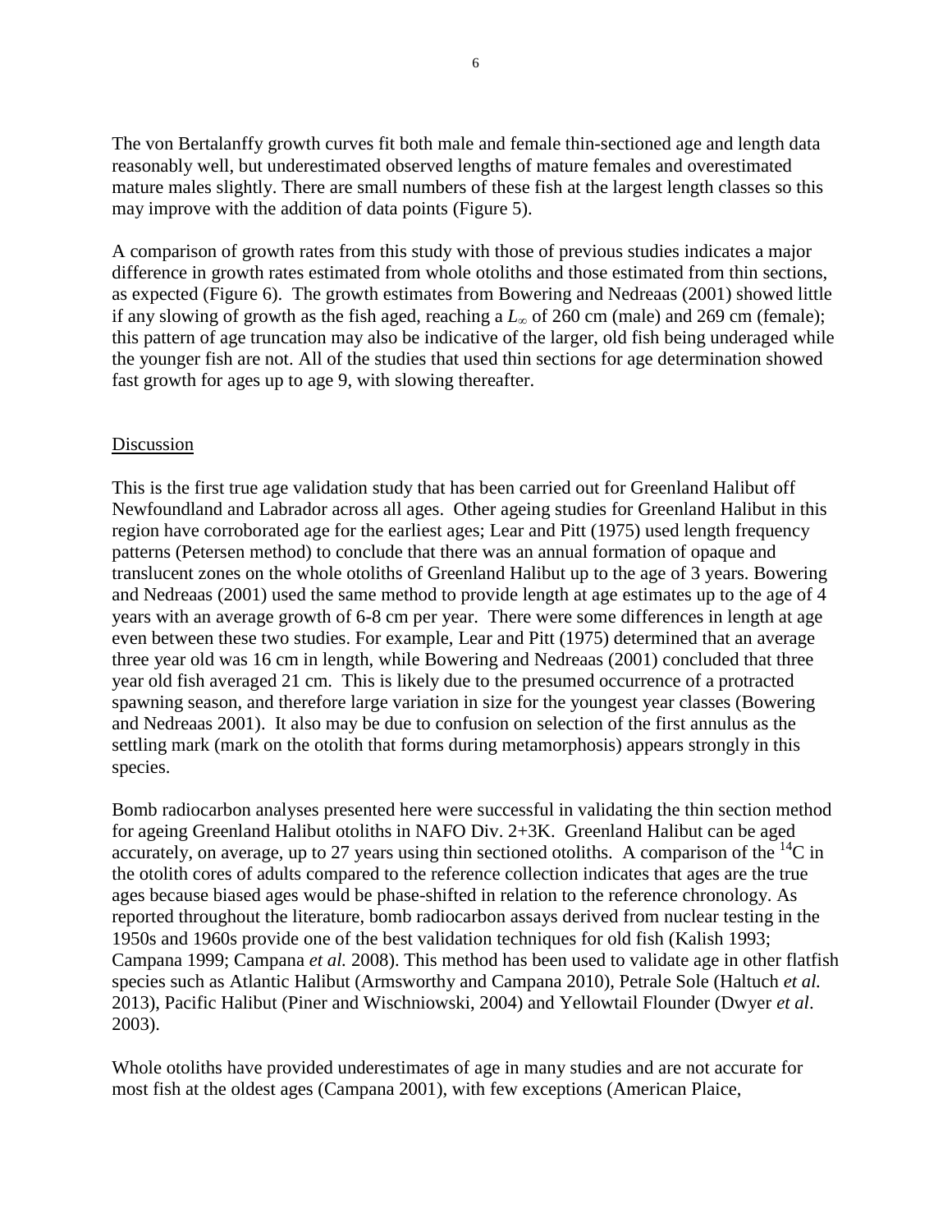The von Bertalanffy growth curves fit both male and female thin-sectioned age and length data reasonably well, but underestimated observed lengths of mature females and overestimated mature males slightly. There are small numbers of these fish at the largest length classes so this may improve with the addition of data points (Figure 5).

A comparison of growth rates from this study with those of previous studies indicates a major difference in growth rates estimated from whole otoliths and those estimated from thin sections, as expected (Figure 6). The growth estimates from Bowering and Nedreaas (2001) showed little if any slowing of growth as the fish aged, reaching a $L_{\infty}$ of 260 cm (male) and 269 cm (female); this pattern of age truncation may also be indicative of the larger, old fish being underaged while the younger fish are not. All of the studies that used thin sections for age determination showed fast growth for ages up to age 9, with slowing thereafter.

## Discussion

This is the first true age validation study that has been carried out for Greenland Halibut off Newfoundland and Labrador across all ages. Other ageing studies for Greenland Halibut in this region have corroborated age for the earliest ages; Lear and Pitt (1975) used length frequency patterns (Petersen method) to conclude that there was an annual formation of opaque and translucent zones on the whole otoliths of Greenland Halibut up to the age of 3 years. Bowering and Nedreaas (2001) used the same method to provide length at age estimates up to the age of 4 years with an average growth of 6-8 cm per year. There were some differences in length at age even between these two studies. For example, Lear and Pitt (1975) determined that an average three year old was 16 cm in length, while Bowering and Nedreaas (2001) concluded that three year old fish averaged 21 cm. This is likely due to the presumed occurrence of a protracted spawning season, and therefore large variation in size for the youngest year classes (Bowering and Nedreaas 2001). It also may be due to confusion on selection of the first annulus as the settling mark (mark on the otolith that forms during metamorphosis) appears strongly in this species.

Bomb radiocarbon analyses presented here were successful in validating the thin section method for ageing Greenland Halibut otoliths in NAFO Div. 2+3K. Greenland Halibut can be aged accurately, on average, up to 27 years using thin sectioned otoliths. A comparison of the $^{14}C$ in the otolith cores of adults compared to the reference collection indicates that ages are the true ages because biased ages would be phase-shifted in relation to the reference chronology. As reported throughout the literature, bomb radiocarbon assays derived from nuclear testing in the 1950s and 1960s provide one of the best validation techniques for old fish (Kalish 1993; Campana 1999; Campana *et al.* 2008). This method has been used to validate age in other flatfish species such as Atlantic Halibut (Armsworthy and Campana 2010), Petrale Sole (Haltuch *et al.* 2013), Pacific Halibut (Piner and Wischniowski, 2004) and Yellowtail Flounder (Dwyer *et al*. 2003).

Whole otoliths have provided underestimates of age in many studies and are not accurate for most fish at the oldest ages (Campana 2001), with few exceptions (American Plaice,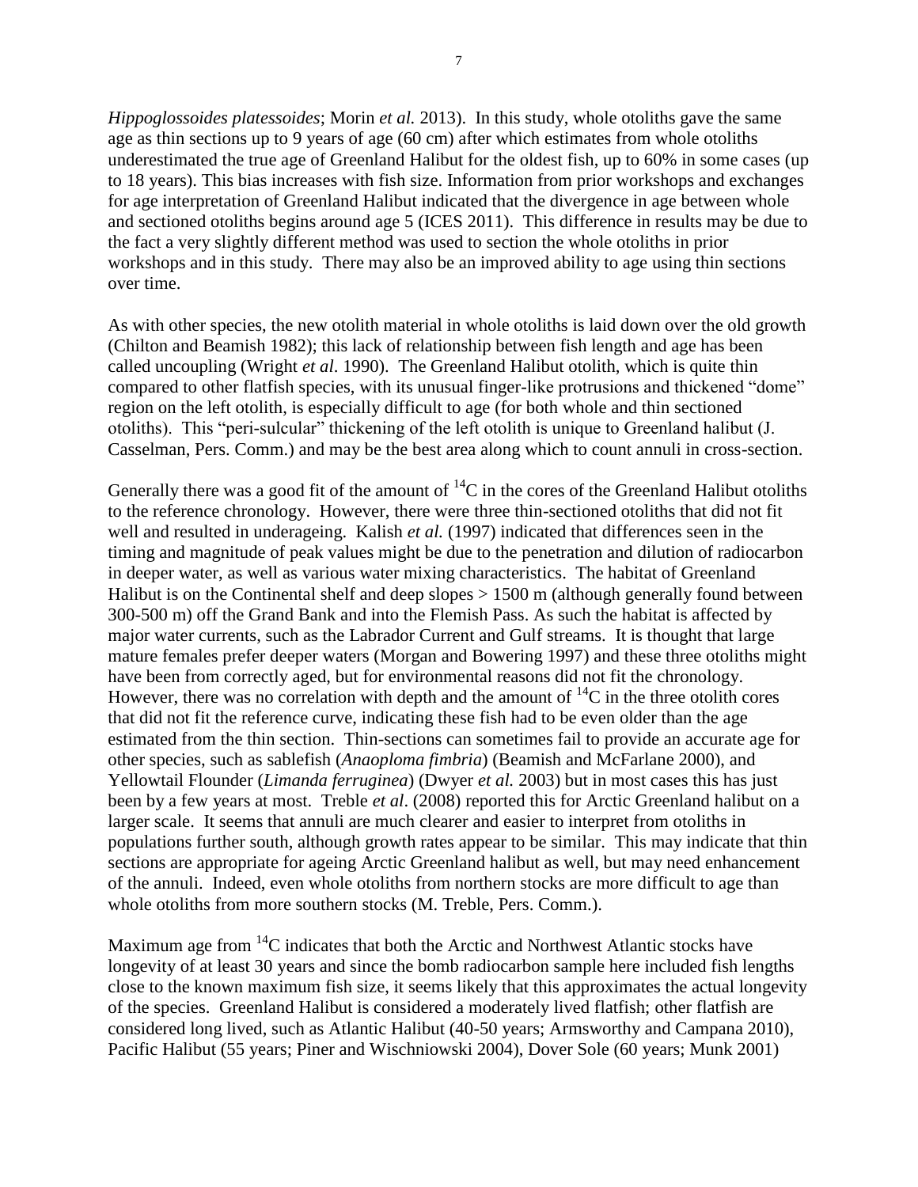*Hippoglossoides platessoides*; Morin *et al.* 2013). In this study, whole otoliths gave the same age as thin sections up to 9 years of age (60 cm) after which estimates from whole otoliths underestimated the true age of Greenland Halibut for the oldest fish, up to 60% in some cases (up to 18 years). This bias increases with fish size. Information from prior workshops and exchanges for age interpretation of Greenland Halibut indicated that the divergence in age between whole and sectioned otoliths begins around age 5 (ICES 2011). This difference in results may be due to the fact a very slightly different method was used to section the whole otoliths in prior workshops and in this study. There may also be an improved ability to age using thin sections over time.

As with other species, the new otolith material in whole otoliths is laid down over the old growth (Chilton and Beamish 1982); this lack of relationship between fish length and age has been called uncoupling (Wright *et al.* 1990). The Greenland Halibut otolith, which is quite thin compared to other flatfish species, with its unusual finger-like protrusions and thickened "dome" region on the left otolith, is especially difficult to age (for both whole and thin sectioned otoliths). This "peri-sulcular" thickening of the left otolith is unique to Greenland halibut (J. Casselman, Pers. Comm.) and may be the best area along which to count annuli in cross-section.

Generally there was a good fit of the amount of $^{14}C$ in the cores of the Greenland Halibut otoliths to the reference chronology. However, there were three thin-sectioned otoliths that did not fit well and resulted in underageing. Kalish *et al.* (1997) indicated that differences seen in the timing and magnitude of peak values might be due to the penetration and dilution of radiocarbon in deeper water, as well as various water mixing characteristics. The habitat of Greenland Halibut is on the Continental shelf and deep slopes > 1500 m (although generally found between 300-500 m) off the Grand Bank and into the Flemish Pass. As such the habitat is affected by major water currents, such as the Labrador Current and Gulf streams. It is thought that large mature females prefer deeper waters (Morgan and Bowering 1997) and these three otoliths might have been from correctly aged, but for environmental reasons did not fit the chronology. However, there was no correlation with depth and the amount of $^{14}C$ in the three otolith cores that did not fit the reference curve, indicating these fish had to be even older than the age estimated from the thin section. Thin-sections can sometimes fail to provide an accurate age for other species, such as sablefish (*Anaoploma fimbria*) (Beamish and McFarlane 2000), and Yellowtail Flounder (*Limanda ferruginea*) (Dwyer *et al.* 2003) but in most cases this has just been by a few years at most. Treble *et al*. (2008) reported this for Arctic Greenland halibut on a larger scale. It seems that annuli are much clearer and easier to interpret from otoliths in populations further south, although growth rates appear to be similar. This may indicate that thin sections are appropriate for ageing Arctic Greenland halibut as well, but may need enhancement of the annuli. Indeed, even whole otoliths from northern stocks are more difficult to age than whole otoliths from more southern stocks (M. Treble, Pers. Comm.).

Maximum age from $^{14}C$ indicates that both the Arctic and Northwest Atlantic stocks have longevity of at least 30 years and since the bomb radiocarbon sample here included fish lengths close to the known maximum fish size, it seems likely that this approximates the actual longevity of the species. Greenland Halibut is considered a moderately lived flatfish; other flatfish are considered long lived, such as Atlantic Halibut (40-50 years; Armsworthy and Campana 2010), Pacific Halibut (55 years; Piner and Wischniowski 2004), Dover Sole (60 years; Munk 2001)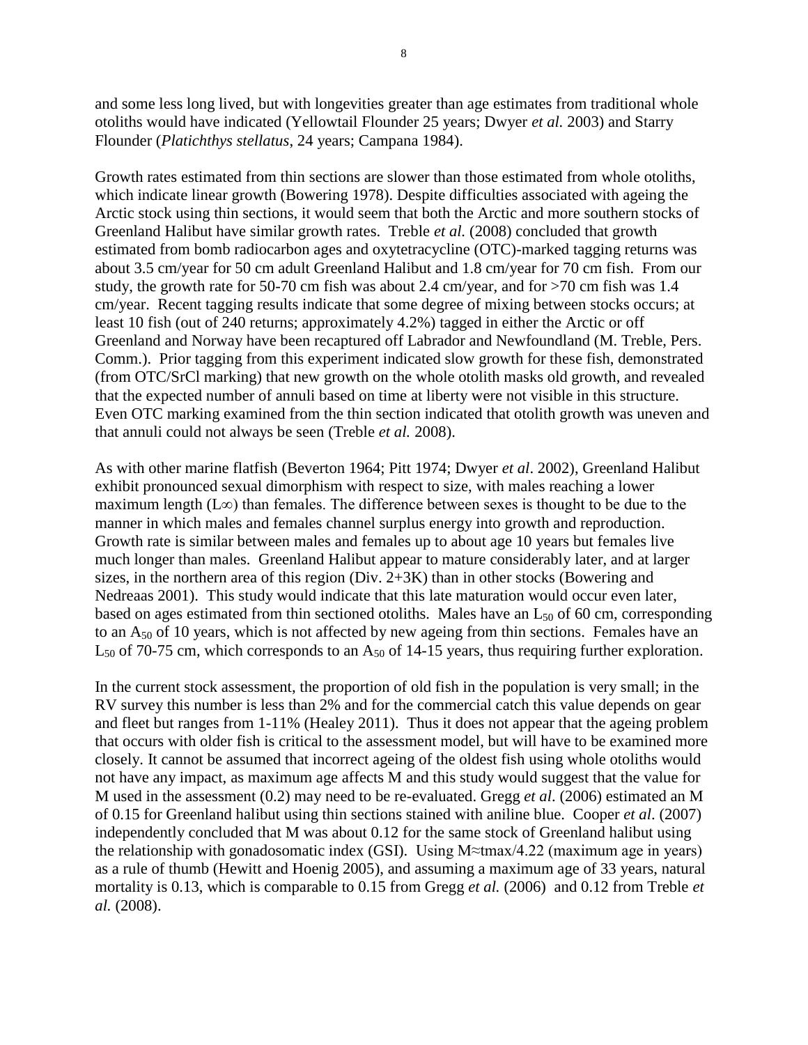and some less long lived, but with longevities greater than age estimates from traditional whole otoliths would have indicated (Yellowtail Flounder 25 years; Dwyer *et al.* 2003) and Starry Flounder (*Platichthys stellatus*, 24 years; Campana 1984).

Growth rates estimated from thin sections are slower than those estimated from whole otoliths, which indicate linear growth (Bowering 1978). Despite difficulties associated with ageing the Arctic stock using thin sections, it would seem that both the Arctic and more southern stocks of Greenland Halibut have similar growth rates. Treble *et al.* (2008) concluded that growth estimated from bomb radiocarbon ages and oxytetracycline (OTC)-marked tagging returns was about 3.5 cm/year for 50 cm adult Greenland Halibut and 1.8 cm/year for 70 cm fish. From our study, the growth rate for 50-70 cm fish was about 2.4 cm/year, and for >70 cm fish was 1.4 cm/year. Recent tagging results indicate that some degree of mixing between stocks occurs; at least 10 fish (out of 240 returns; approximately 4.2%) tagged in either the Arctic or off Greenland and Norway have been recaptured off Labrador and Newfoundland (M. Treble, Pers. Comm.). Prior tagging from this experiment indicated slow growth for these fish, demonstrated (from OTC/SrCl marking) that new growth on the whole otolith masks old growth, and revealed that the expected number of annuli based on time at liberty were not visible in this structure. Even OTC marking examined from the thin section indicated that otolith growth was uneven and that annuli could not always be seen (Treble *et al.* 2008).

As with other marine flatfish (Beverton 1964; Pitt 1974; Dwyer *et al*. 2002), Greenland Halibut exhibit pronounced sexual dimorphism with respect to size, with males reaching a lower maximum length ($L\infty$) than females. The difference between sexes is thought to be due to the manner in which males and females channel surplus energy into growth and reproduction. Growth rate is similar between males and females up to about age 10 years but females live much longer than males. Greenland Halibut appear to mature considerably later, and at larger sizes, in the northern area of this region (Div. 2+3K) than in other stocks (Bowering and Nedreaas 2001). This study would indicate that this late maturation would occur even later, based on ages estimated from thin sectioned otoliths. Males have an $L_{50}$ of 60 cm, corresponding to an $A_{50}$ of 10 years, which is not affected by new ageing from thin sections. Females have an $L_{50}$ of 70-75 cm, which corresponds to an $A_{50}$ of 14-15 years, thus requiring further exploration.

In the current stock assessment, the proportion of old fish in the population is very small; in the RV survey this number is less than 2% and for the commercial catch this value depends on gear and fleet but ranges from 1-11% (Healey 2011). Thus it does not appear that the ageing problem that occurs with older fish is critical to the assessment model, but will have to be examined more closely. It cannot be assumed that incorrect ageing of the oldest fish using whole otoliths would not have any impact, as maximum age affects M and this study would suggest that the value for M used in the assessment (0.2) may need to be re-evaluated. Gregg *et al*. (2006) estimated an M of 0.15 for Greenland halibut using thin sections stained with aniline blue. Cooper *et al*. (2007) independently concluded that M was about 0.12 for the same stock of Greenland halibut using the relationship with gonadosomatic index (GSI). Using $M \approx tmax/4.22$ (maximum age in years) as a rule of thumb (Hewitt and Hoenig 2005), and assuming a maximum age of 33 years, natural mortality is 0.13, which is comparable to 0.15 from Gregg *et al.* (2006) and 0.12 from Treble *et al.* (2008).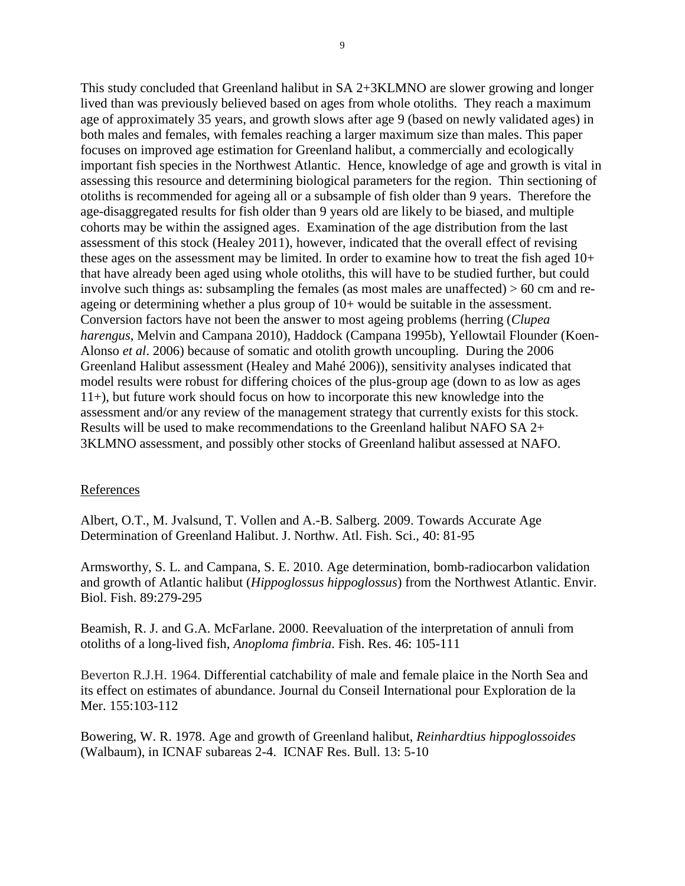This study concluded that Greenland halibut in SA 2+3KLMNO are slower growing and longer lived than was previously believed based on ages from whole otoliths. They reach a maximum age of approximately 35 years, and growth slows after age 9 (based on newly validated ages) in both males and females, with females reaching a larger maximum size than males. This paper focuses on improved age estimation for Greenland halibut, a commercially and ecologically important fish species in the Northwest Atlantic. Hence, knowledge of age and growth is vital in assessing this resource and determining biological parameters for the region. Thin sectioning of otoliths is recommended for ageing all or a subsample of fish older than 9 years. Therefore the age-disaggregated results for fish older than 9 years old are likely to be biased, and multiple cohorts may be within the assigned ages. Examination of the age distribution from the last assessment of this stock (Healey 2011), however, indicated that the overall effect of revising these ages on the assessment may be limited. In order to examine how to treat the fish aged 10+ that have already been aged using whole otoliths, this will have to be studied further, but could involve such things as: subsampling the females (as most males are unaffected) > 60 cm and re-ageing or determining whether a plus group of 10+ would be suitable in the assessment. Conversion factors have not been the answer to most ageing problems (herring (*Clupea harengus*, Melvin and Campana 2010), Haddock (Campana 1995b), Yellowtail Flounder (Koen-Alonso *et al*. 2006) because of somatic and otolith growth uncoupling. During the 2006 Greenland Halibut assessment (Healey and Mahé 2006)), sensitivity analyses indicated that model results were robust for differing choices of the plus-group age (down to as low as ages 11+), but future work should focus on how to incorporate this new knowledge into the assessment and/or any review of the management strategy that currently exists for this stock. Results will be used to make recommendations to the Greenland halibut NAFO SA 2+ 3KLMNO assessment, and possibly other stocks of Greenland halibut assessed at NAFO.

## References

Albert, O.T., M. Jvalsund, T. Vollen and A.-B. Salberg. 2009. Towards Accurate Age Determination of Greenland Halibut. J. Northw. Atl. Fish. Sci., 40: 81-95

Armsworthy, S. L. and Campana, S. E. 2010. Age determination, bomb-radiocarbon validation and growth of Atlantic halibut (*Hippoglossus hippoglossus*) from the Northwest Atlantic. Envir. Biol. Fish. 89:279-295

Beamish, R. J. and G.A. McFarlane. 2000. Reevaluation of the interpretation of annuli from otoliths of a long-lived fish, *Anoploma fimbria*. Fish. Res. 46: 105-111

Beverton R.J.H. 1964. Differential catchability of male and female plaice in the North Sea and its effect on estimates of abundance. Journal du Conseil International pour Exploration de la Mer. 155:103-112

Bowering, W. R. 1978. Age and growth of Greenland halibut, *Reinhardtius hippoglossoides* (Walbaum), in ICNAF subareas 2-4. ICNAF Res. Bull. 13: 5-10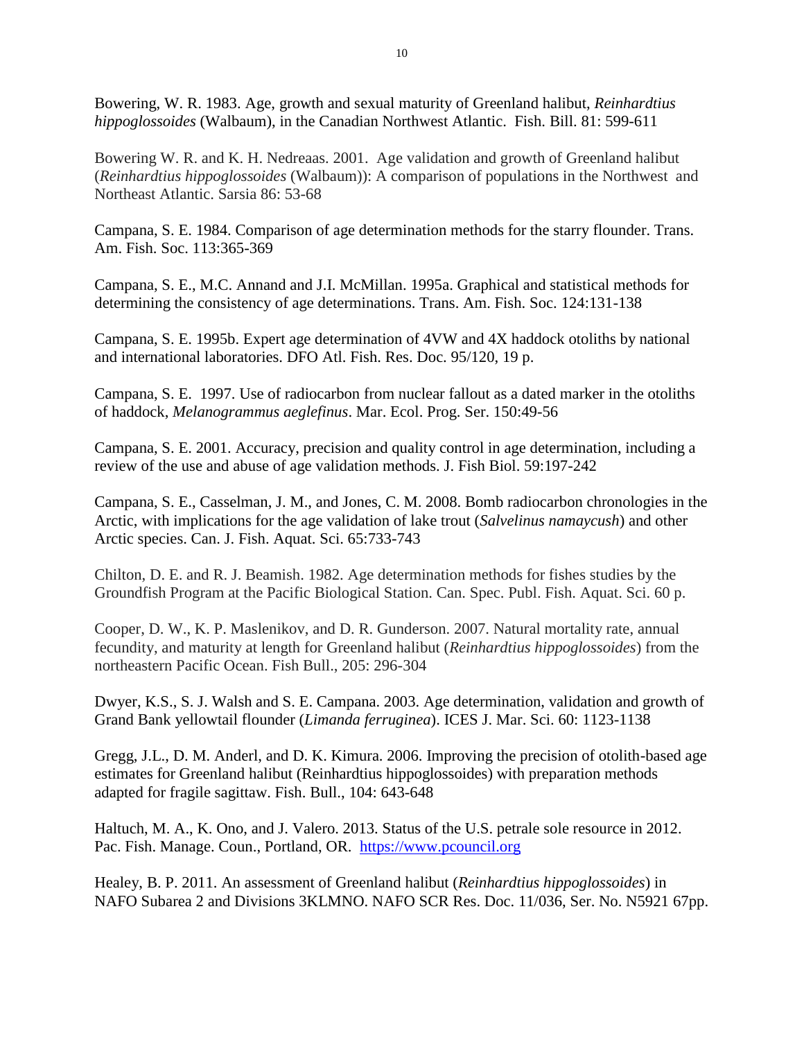Bowering, W. R. 1983. Age, growth and sexual maturity of Greenland halibut, *Reinhardtius hippoglossoides* (Walbaum), in the Canadian Northwest Atlantic. Fish. Bill. 81: 599-611

Bowering W. R. and K. H. Nedreaas. 2001. Age validation and growth of Greenland halibut (*Reinhardtius hippoglossoides* (Walbaum)): A comparison of populations in the Northwest and Northeast Atlantic. Sarsia 86: 53-68

Campana, S. E. 1984. Comparison of age determination methods for the starry flounder. Trans. Am. Fish. Soc. 113:365-369

Campana, S. E., M.C. Annand and J.I. McMillan. 1995a. Graphical and statistical methods for determining the consistency of age determinations. Trans. Am. Fish. Soc. 124:131-138

Campana, S. E. 1995b. Expert age determination of 4VW and 4X haddock otoliths by national and international laboratories. DFO Atl. Fish. Res. Doc. 95/120, 19 p.

Campana, S. E. 1997. Use of radiocarbon from nuclear fallout as a dated marker in the otoliths of haddock, *Melanogrammus aeglefinus*. Mar. Ecol. Prog. Ser. 150:49-56

Campana, S. E. 2001. Accuracy, precision and quality control in age determination, including a review of the use and abuse of age validation methods. J. Fish Biol. 59:197-242

Campana, S. E., Casselman, J. M., and Jones, C. M. 2008. Bomb radiocarbon chronologies in the Arctic, with implications for the age validation of lake trout (*Salvelinus namaycush*) and other Arctic species. Can. J. Fish. Aquat. Sci. 65:733-743

Chilton, D. E. and R. J. Beamish. 1982. Age determination methods for fishes studies by the Groundfish Program at the Pacific Biological Station. Can. Spec. Publ. Fish. Aquat. Sci. 60 p.

Cooper, D. W., K. P. Maslenikov, and D. R. Gunderson. 2007. Natural mortality rate, annual fecundity, and maturity at length for Greenland halibut (*Reinhardtius hippoglossoides*) from the northeastern Pacific Ocean. Fish Bull., 205: 296-304

Dwyer, K.S., S. J. Walsh and S. E. Campana. 2003. Age determination, validation and growth of Grand Bank yellowtail flounder (*Limanda ferruginea*). ICES J. Mar. Sci. 60: 1123-1138

Gregg, J.L., D. M. Anderl, and D. K. Kimura. 2006. Improving the precision of otolith-based age estimates for Greenland halibut (Reinhardtius hippoglossoides) with preparation methods adapted for fragile sagittaw. Fish. Bull., 104: 643-648

Haltuch, M. A., K. Ono, and J. Valero. 2013. Status of the U.S. petrale sole resource in 2012. Pac. Fish. Manage. Coun., Portland, OR. https://www.pcouncil.org

Healey, B. P. 2011. An assessment of Greenland halibut (*Reinhardtius hippoglossoides*) in NAFO Subarea 2 and Divisions 3KLMNO. NAFO SCR Res. Doc. 11/036, Ser. No. N5921 67pp.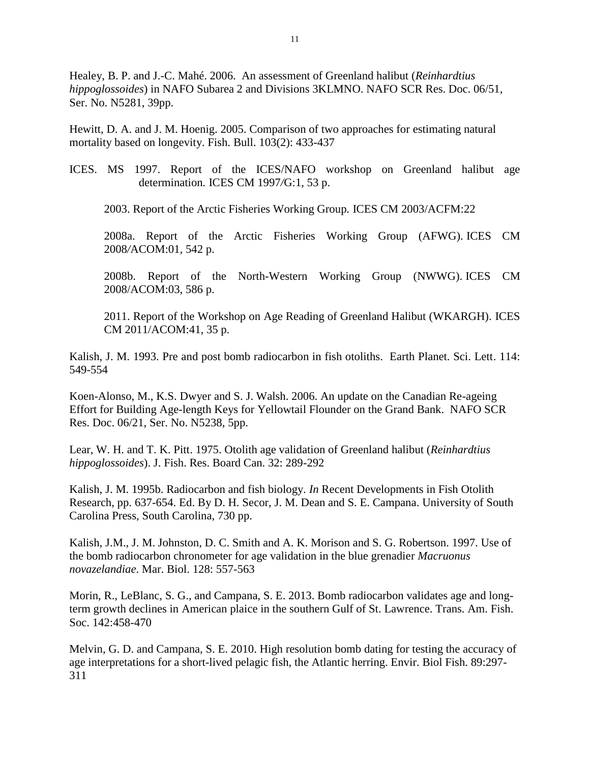Healey, B. P. and J.-C. Mahé. 2006. An assessment of Greenland halibut (*Reinhardtius hippoglossoides*) in NAFO Subarea 2 and Divisions 3KLMNO. NAFO SCR Res. Doc. 06/51, Ser. No. N5281, 39pp.

Hewitt, D. A. and J. M. Hoenig. 2005. Comparison of two approaches for estimating natural mortality based on longevity. Fish. Bull. 103(2): 433-437

ICES. MS 1997. Report of the ICES/NAFO workshop on Greenland halibut age determination. ICES CM 1997/G:1, 53 p.

2003. Report of the Arctic Fisheries Working Group. ICES CM 2003/ACFM:22

2008a. Report of the Arctic Fisheries Working Group (AFWG). ICES CM 2008/ACOM:01, 542 p.

2008b. Report of the North-Western Working Group (NWWG). ICES CM 2008/ACOM:03, 586 p.

2011. Report of the Workshop on Age Reading of Greenland Halibut (WKARGH). ICES CM 2011/ACOM:41, 35 p.

Kalish, J. M. 1993. Pre and post bomb radiocarbon in fish otoliths. Earth Planet. Sci. Lett. 114: 549-554

Koen-Alonso, M., K.S. Dwyer and S. J. Walsh. 2006. An update on the Canadian Re-ageing Effort for Building Age-length Keys for Yellowtail Flounder on the Grand Bank. NAFO SCR Res. Doc. 06/21, Ser. No. N5238, 5pp.

Lear, W. H. and T. K. Pitt. 1975. Otolith age validation of Greenland halibut (*Reinhardtius hippoglossoides*). J. Fish. Res. Board Can. 32: 289-292

Kalish, J. M. 1995b. Radiocarbon and fish biology. *In* Recent Developments in Fish Otolith Research, pp. 637-654. Ed. By D. H. Secor, J. M. Dean and S. E. Campana. University of South Carolina Press, South Carolina, 730 pp.

Kalish, J.M., J. M. Johnston, D. C. Smith and A. K. Morison and S. G. Robertson. 1997. Use of the bomb radiocarbon chronometer for age validation in the blue grenadier *Macruonus novazelandiae*. Mar. Biol. 128: 557-563

Morin, R., LeBlanc, S. G., and Campana, S. E. 2013. Bomb radiocarbon validates age and long-term growth declines in American plaice in the southern Gulf of St. Lawrence. Trans. Am. Fish. Soc. 142:458-470

Melvin, G. D. and Campana, S. E. 2010. High resolution bomb dating for testing the accuracy of age interpretations for a short-lived pelagic fish, the Atlantic herring. Envir. Biol Fish. 89:297-311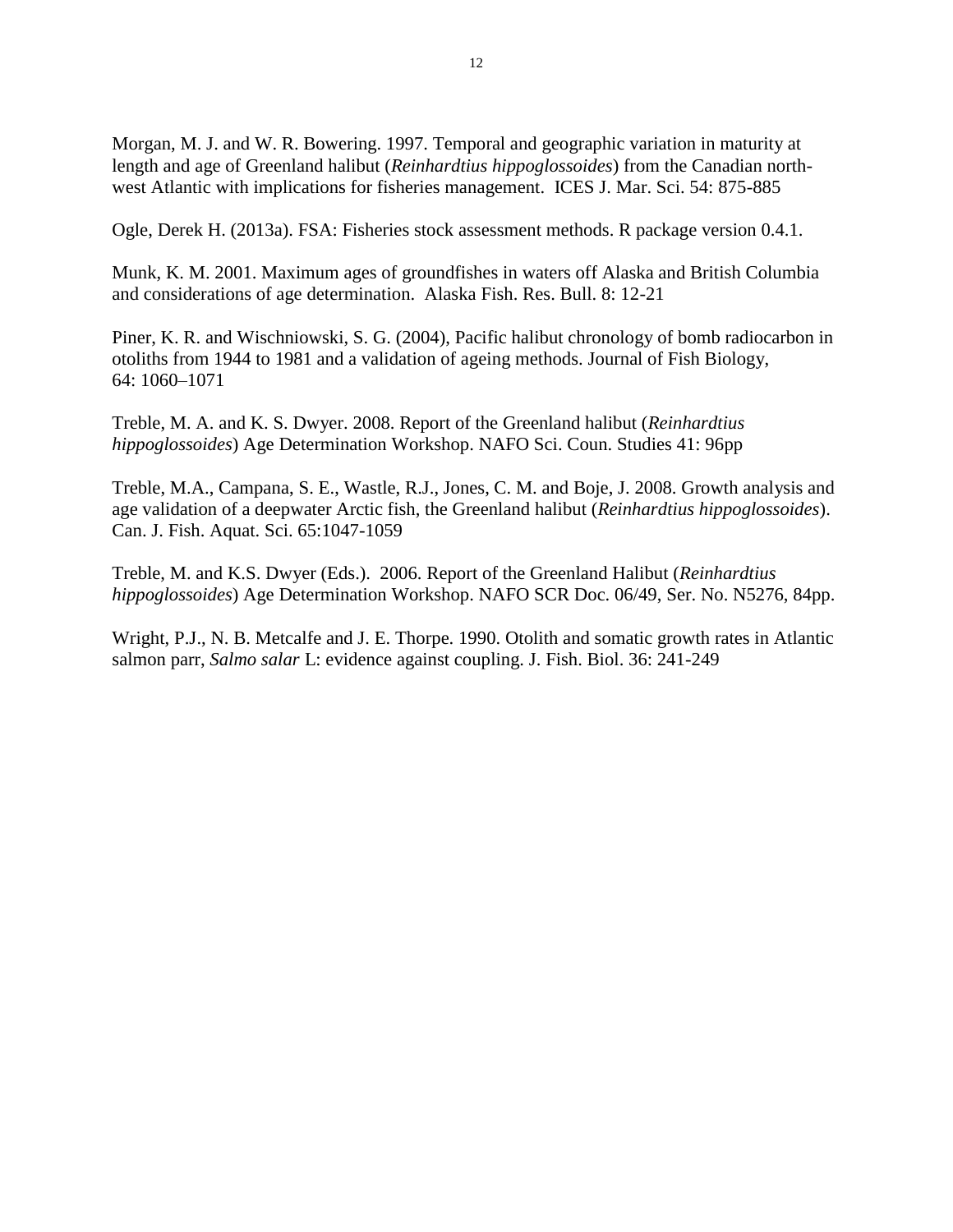Morgan, M. J. and W. R. Bowering. 1997. Temporal and geographic variation in maturity at length and age of Greenland halibut (*Reinhardtius hippoglossoides*) from the Canadian north-west Atlantic with implications for fisheries management. ICES J. Mar. Sci. 54: 875-885

Ogle, Derek H. (2013a). FSA: Fisheries stock assessment methods. R package version 0.4.1.

Munk, K. M. 2001. Maximum ages of groundfishes in waters off Alaska and British Columbia and considerations of age determination. Alaska Fish. Res. Bull. 8: 12-21

Piner, K. R. and Wischniowski, S. G. (2004), Pacific halibut chronology of bomb radiocarbon in otoliths from 1944 to 1981 and a validation of ageing methods. Journal of Fish Biology, 64: 1060–1071

Treble, M. A. and K. S. Dwyer. 2008. Report of the Greenland halibut (*Reinhardtius hippoglossoides*) Age Determination Workshop. NAFO Sci. Coun. Studies 41: 96pp

Treble, M.A., Campana, S. E., Wastle, R.J., Jones, C. M. and Boje, J. 2008. Growth analysis and age validation of a deepwater Arctic fish, the Greenland halibut (*Reinhardtius hippoglossoides*). Can. J. Fish. Aquat. Sci. 65:1047-1059

Treble, M. and K.S. Dwyer (Eds.). 2006. Report of the Greenland Halibut (*Reinhardtius hippoglossoides*) Age Determination Workshop. NAFO SCR Doc. 06/49, Ser. No. N5276, 84pp.

Wright, P.J., N. B. Metcalfe and J. E. Thorpe. 1990. Otolith and somatic growth rates in Atlantic salmon parr, *Salmo salar* L: evidence against coupling. J. Fish. Biol. 36: 241-249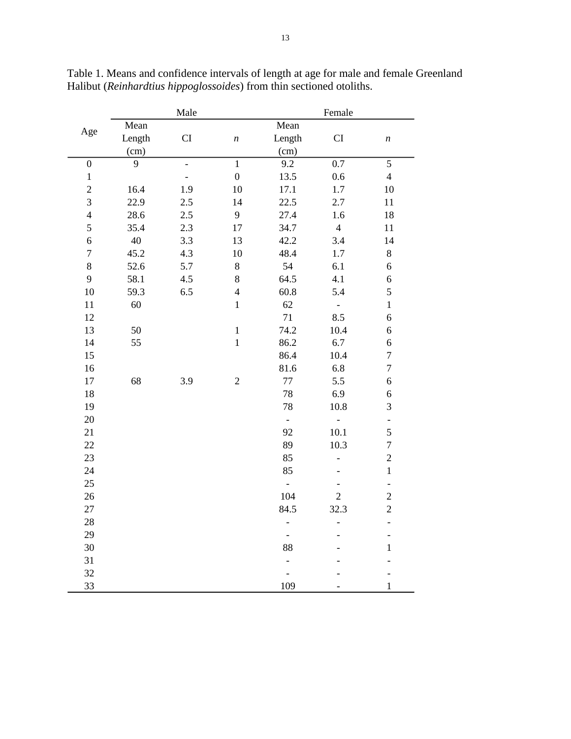Table 1. Means and confidence intervals of length at age for male and female Greenland Halibut (*Reinhardtius hippoglossoides*) from thin sectioned otoliths.

| Age | Male | | | Female | | |
|---|---|---|---|---|---|---|
| | Mean Length (cm) | CI | *n* | Mean Length (cm) | CI | *n* |
| 0 | 9 | - | 1 | 9.2 | 0.7 | 5 |
| 1 | | - | 0 | 13.5 | 0.6 | 4 |
| 2 | 16.4 | 1.9 | 10 | 17.1 | 1.7 | 10 |
| 3 | 22.9 | 2.5 | 14 | 22.5 | 2.7 | 11 |
| 4 | 28.6 | 2.5 | 9 | 27.4 | 1.6 | 18 |
| 5 | 35.4 | 2.3 | 17 | 34.7 | 4 | 11 |
| 6 | 40 | 3.3 | 13 | 42.2 | 3.4 | 14 |
| 7 | 45.2 | 4.3 | 10 | 48.4 | 1.7 | 8 |
| 8 | 52.6 | 5.7 | 8 | 54 | 6.1 | 6 |
| 9 | 58.1 | 4.5 | 8 | 64.5 | 4.1 | 6 |
| 10 | 59.3 | 6.5 | 4 | 60.8 | 5.4 | 5 |
| 11 | 60 | | 1 | 62 | - | 1 |
| 12 | | | | 71 | 8.5 | 6 |
| 13 | 50 | | 1 | 74.2 | 10.4 | 6 |
| 14 | 55 | | 1 | 86.2 | 6.7 | 6 |
| 15 | | | | 86.4 | 10.4 | 7 |
| 16 | | | | 81.6 | 6.8 | 7 |
| 17 | 68 | 3.9 | 2 | 77 | 5.5 | 6 |
| 18 | | | | 78 | 6.9 | 6 |
| 19 | | | | 78 | 10.8 | 3 |
| 20 | | | | - | - | - |
| 21 | | | | 92 | 10.1 | 5 |
| 22 | | | | 89 | 10.3 | 7 |
| 23 | | | | 85 | - | 2 |
| 24 | | | | 85 | - | 1 |
| 25 | | | | - | - | - |
| 26 | | | | 104 | 2 | 2 |
| 27 | | | | 84.5 | 32.3 | 2 |
| 28 | | | | - | - | - |
| 29 | | | | - | - | - |
| 30 | | | | 88 | - | 1 |
| 31 | | | | - | - | - |
| 32 | | | | - | - | - |
| 33 | | | | 109 | - | 1 |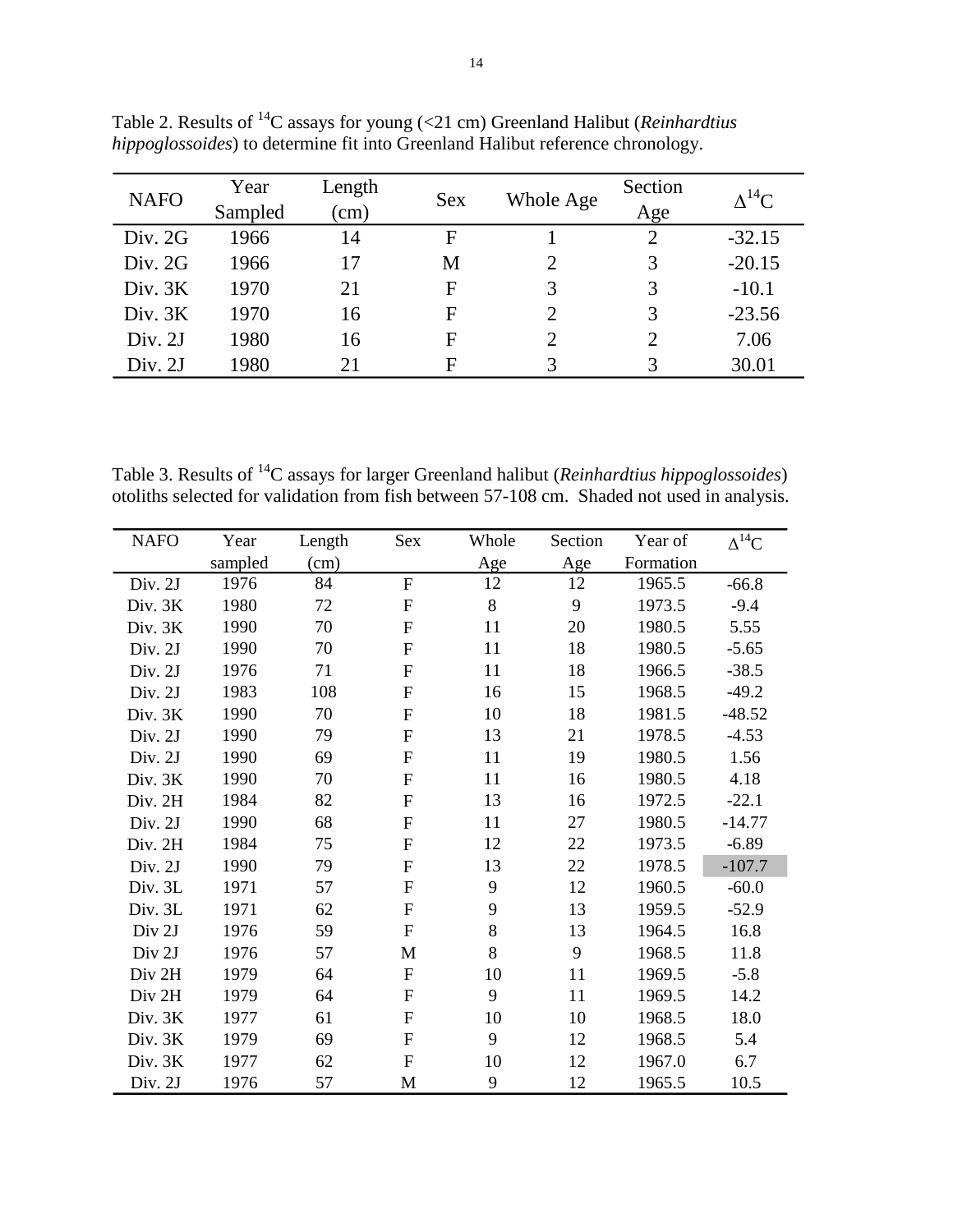Table 2. Results of $^{14}C$ assays for young (<21 cm) Greenland Halibut (*Reinhardtius hippoglossoides*) to determine fit into Greenland Halibut reference chronology.

| NAFO | Year Sampled | Length (cm) | Sex | Whole Age | Section Age | $\Delta^{14}C$ |
|---|---|---|---|---|---|---|
| Div. 2G | 1966 | 14 | F | 1 | 2 | -32.15 |
| Div. 2G | 1966 | 17 | M | 2 | 3 | -20.15 |
| Div. 3K | 1970 | 21 | F | 3 | 3 | -10.1 |
| Div. 3K | 1970 | 16 | F | 2 | 3 | -23.56 |
| Div. 2J | 1980 | 16 | F | 2 | 2 | 7.06 |
| Div. 2J | 1980 | 21 | F | 3 | 3 | 30.01 |

Table 3. Results of $^{14}C$ assays for larger Greenland halibut (*Reinhardtius hippoglossoides*) otoliths selected for validation from fish between 57-108 cm. Shaded not used in analysis.

| NAFO | Year sampled | Length (cm) | Sex | Whole Age | Section Age | Year of Formation | $\Delta^{14}C$ |
|---|---|---|---|---|---|---|---|
| Div. 2J | 1976 | 84 | F | 12 | 12 | 1965.5 | -66.8 |
| Div. 3K | 1980 | 72 | F | 8 | 9 | 1973.5 | -9.4 |
| Div. 3K | 1990 | 70 | F | 11 | 20 | 1980.5 | 5.55 |
| Div. 2J | 1990 | 70 | F | 11 | 18 | 1980.5 | -5.65 |
| Div. 2J | 1976 | 71 | F | 11 | 18 | 1966.5 | -38.5 |
| Div. 2J | 1983 | 108 | F | 16 | 15 | 1968.5 | -49.2 |
| Div. 3K | 1990 | 70 | F | 10 | 18 | 1981.5 | -48.52 |
| Div. 2J | 1990 | 79 | F | 13 | 21 | 1978.5 | -4.53 |
| Div. 2J | 1990 | 69 | F | 11 | 19 | 1980.5 | 1.56 |
| Div. 3K | 1990 | 70 | F | 11 | 16 | 1980.5 | 4.18 |
| Div. 2H | 1984 | 82 | F | 13 | 16 | 1972.5 | -22.1 |
| Div. 2J | 1990 | 68 | F | 11 | 27 | 1980.5 | -14.77 |
| Div. 2H | 1984 | 75 | F | 12 | 22 | 1973.5 | -6.89 |
| Div. 2J | 1990 | 79 | F | 13 | 22 | 1978.5 | -107.7 |
| Div. 3L | 1971 | 57 | F | 9 | 12 | 1960.5 | -60.0 |
| Div. 3L | 1971 | 62 | F | 9 | 13 | 1959.5 | -52.9 |
| Div 2J | 1976 | 59 | F | 8 | 13 | 1964.5 | 16.8 |
| Div 2J | 1976 | 57 | M | 8 | 9 | 1968.5 | 11.8 |
| Div 2H | 1979 | 64 | F | 10 | 11 | 1969.5 | -5.8 |
| Div 2H | 1979 | 64 | F | 9 | 11 | 1969.5 | 14.2 |
| Div. 3K | 1977 | 61 | F | 10 | 10 | 1968.5 | 18.0 |
| Div. 3K | 1979 | 69 | F | 9 | 12 | 1968.5 | 5.4 |
| Div. 3K | 1977 | 62 | F | 10 | 12 | 1967.0 | 6.7 |
| Div. 2J | 1976 | 57 | M | 9 | 12 | 1965.5 | 10.5 |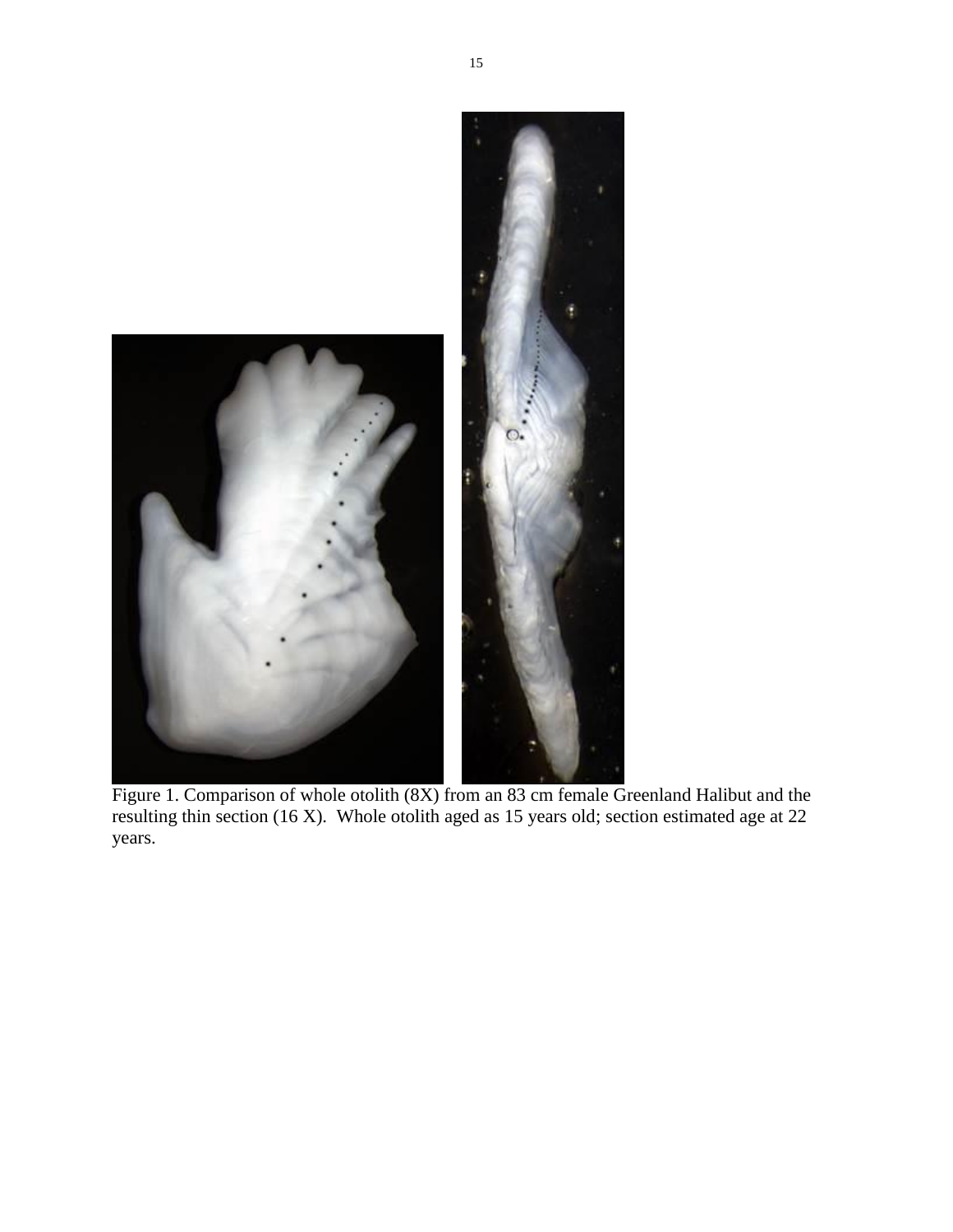Figure 1. Comparison of whole otolith (8X) from an 83 cm female Greenland Halibut and the resulting thin section (16 X). Whole otolith aged as 15 years old; section estimated age at 22 years.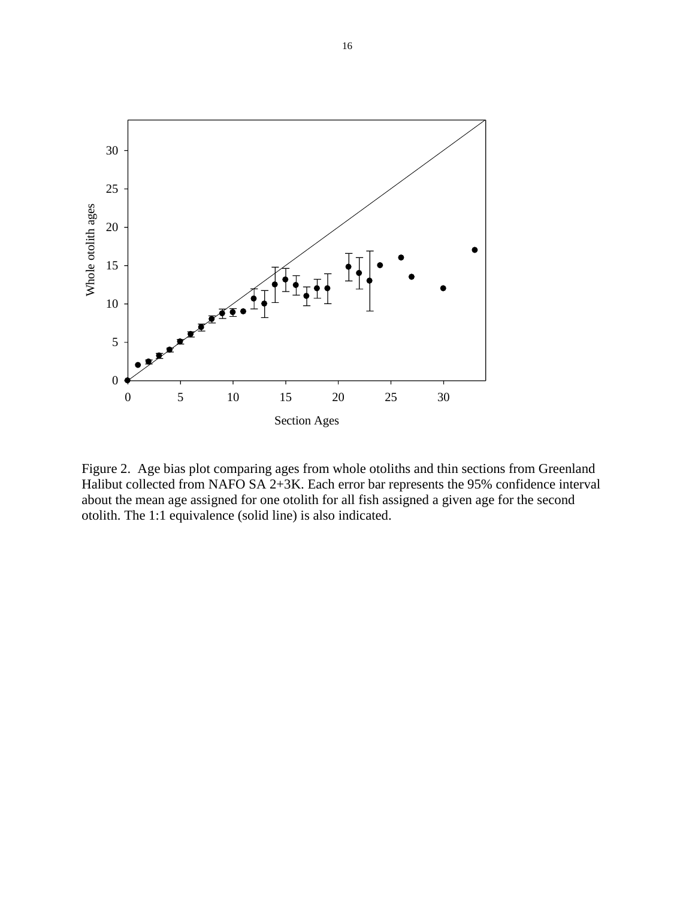Figure 2. Age bias plot comparing ages from whole otoliths and thin sections from Greenland Halibut collected from NAFO SA 2+3K. Each error bar represents the 95% confidence interval about the mean age assigned for one otolith for all fish assigned a given age for the second otolith. The 1:1 equivalence (solid line) is also indicated.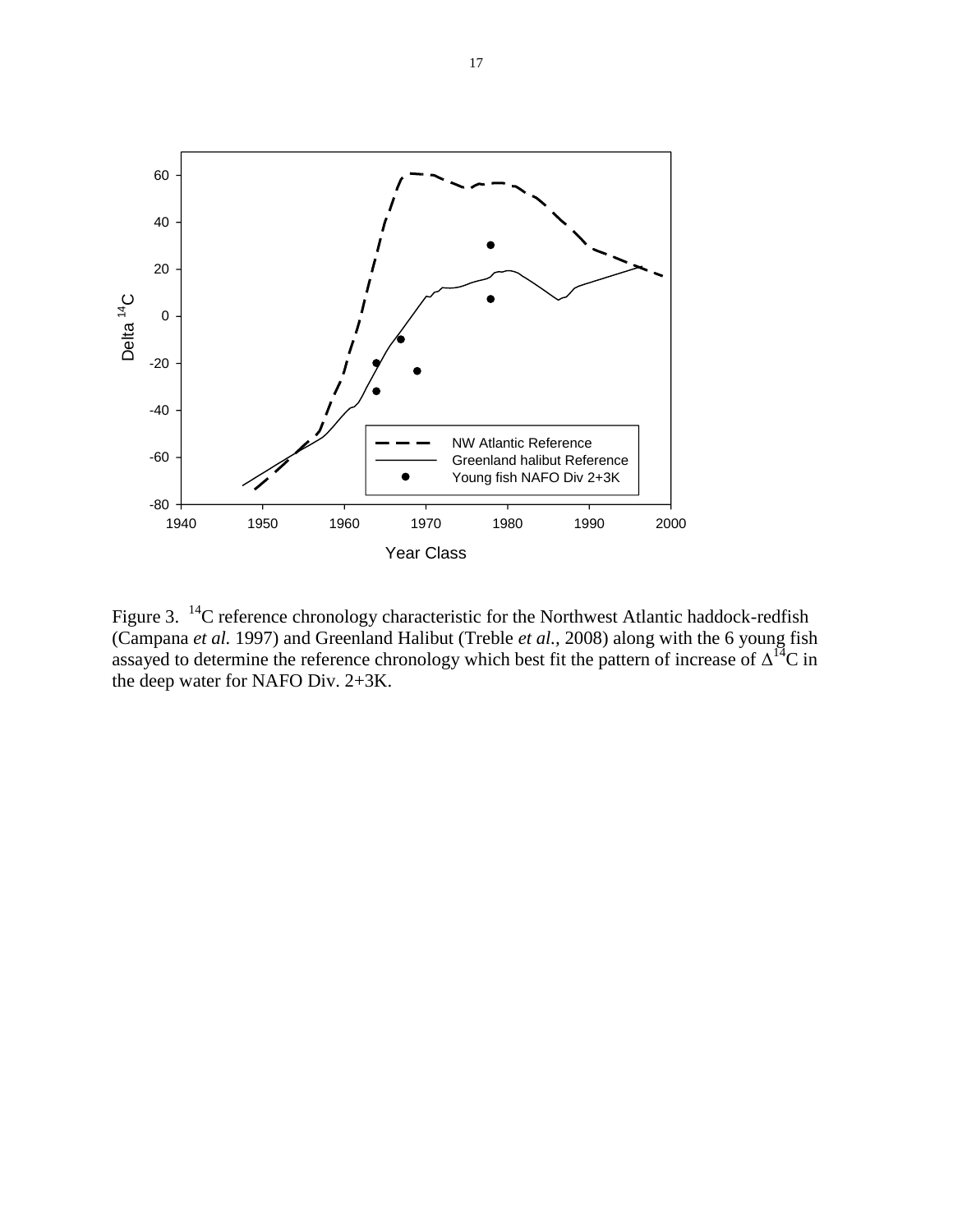Figure 3. $^{14}C$ reference chronology characteristic for the Northwest Atlantic haddock-redfish (Campana *et al.* 1997) and Greenland Halibut (Treble *et al.*, 2008) along with the 6 young fish assayed to determine the reference chronology which best fit the pattern of increase of $\Delta^{14}C$ in the deep water for NAFO Div. 2+3K.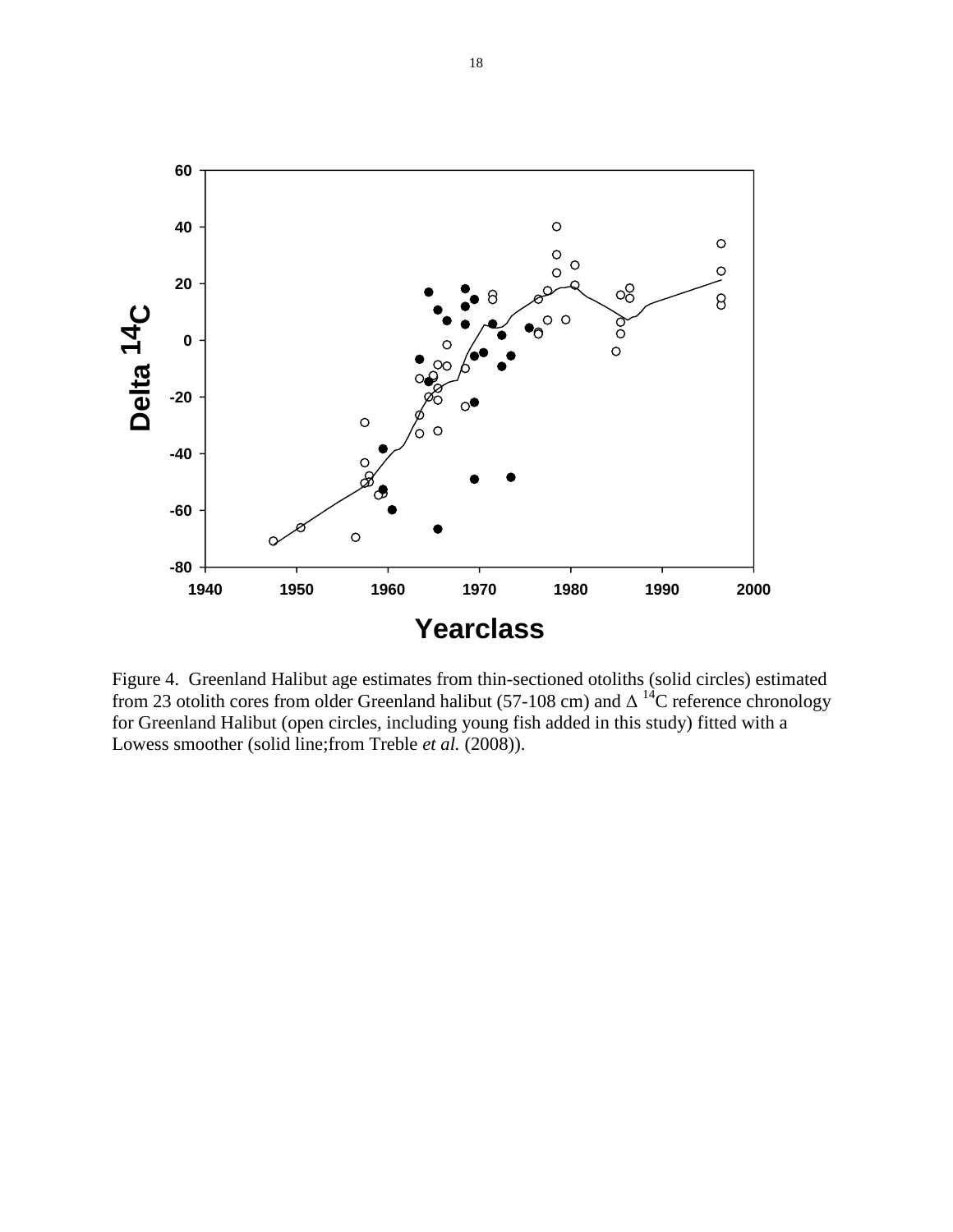Figure 4. Greenland Halibut age estimates from thin-sectioned otoliths (solid circles) estimated from 23 otolith cores from older Greenland halibut (57-108 cm) and $\Delta$ $^{14}C$ reference chronology for Greenland Halibut (open circles, including young fish added in this study) fitted with a Lowess smoother (solid line;from Treble *et al.* (2008)).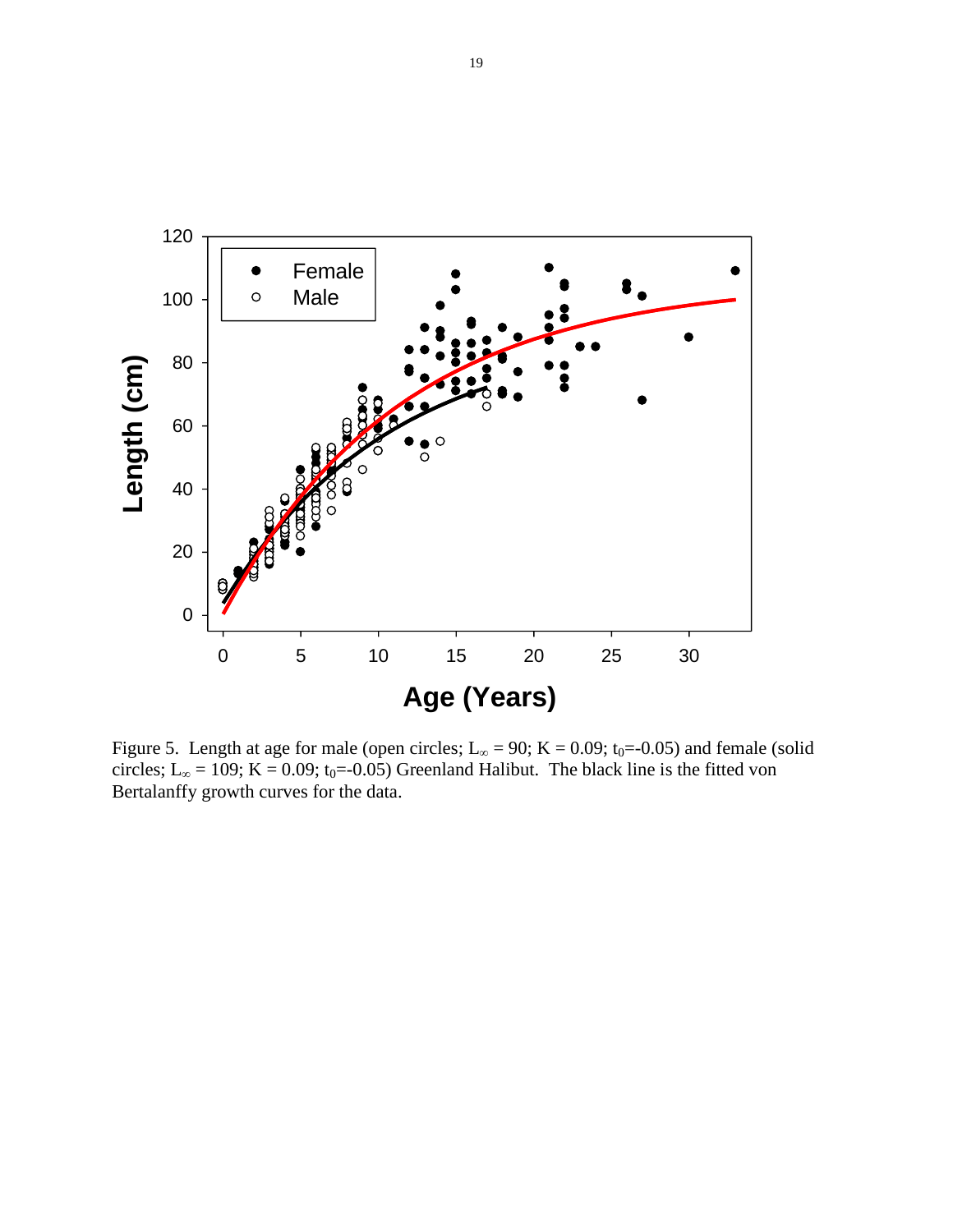Figure 5. Length at age for male (open circles; $L_{\infty} = 90$; $K = 0.09$; $t_0$=-0.05) and female (solid circles; $L_{\infty} = 109$; $K = 0.09$; $t_0$=-0.05) Greenland Halibut. The black line is the fitted von Bertalanffy growth curves for the data.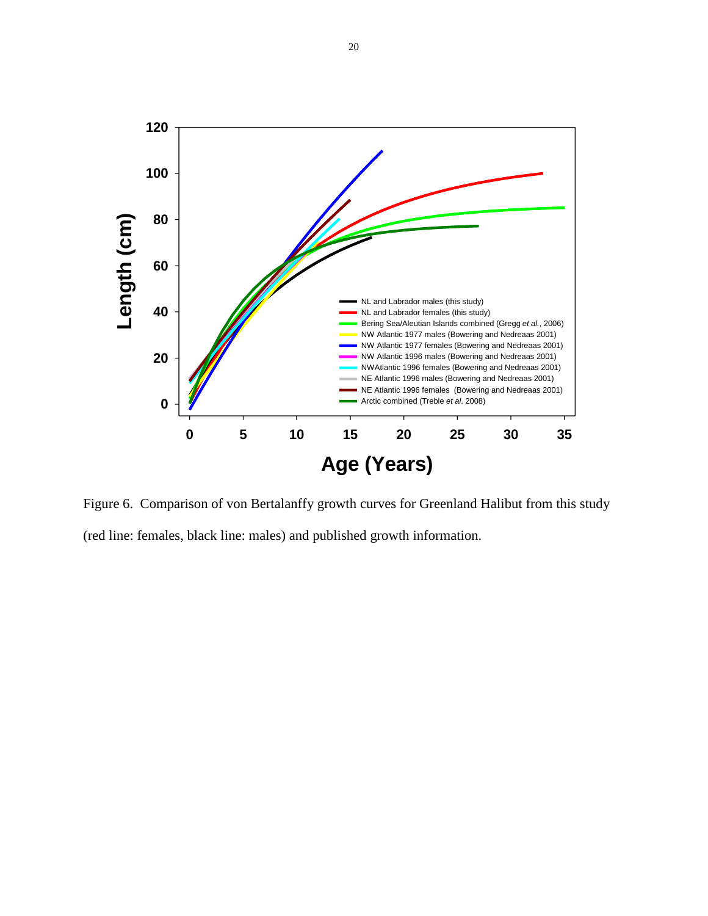Length (cm)

120
100
80
60
40
20
0

0 5 10 15 20 25 30 35

Age (Years)

NL and Labrador males (this study)
NL and Labrador females (this study)
Bering Sea/Aleutian Islands combined (Gregg *et al.*, 2006)
NW Atlantic 1977 males (Bowering and Nedreaas 2001)
NW Atlantic 1977 females (Bowering and Nedreaas 2001)
NW Atlantic 1996 males (Bowering and Nedreaas 2001)
NWAtlantic 1996 females (Bowering and Nedreaas 2001)
NE Atlantic 1996 males (Bowering and Nedreaas 2001)
NE Atlantic 1996 females (Bowering and Nedreaas 2001)
Arctic combined (Treble *et al.* 2008)

Figure 6. Comparison of von Bertalanffy growth curves for Greenland Halibut from this study (red line: females, black line: males) and published growth information.